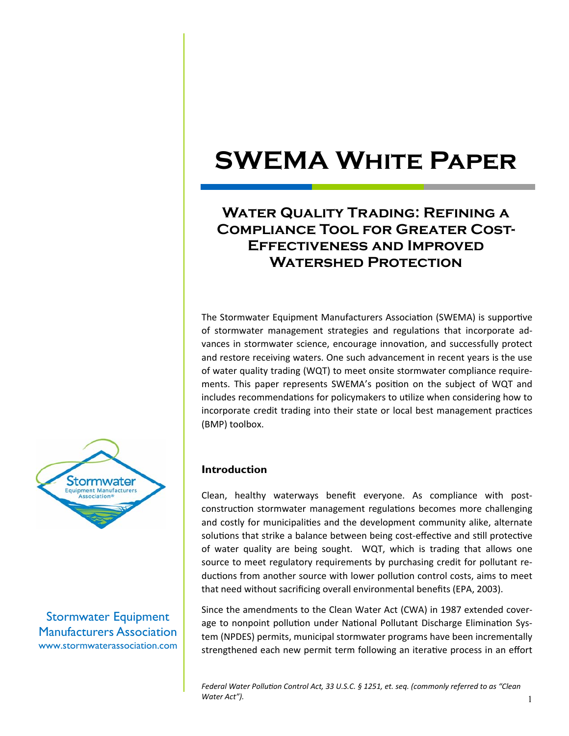# SWEMA White Paper

## Water Quality Trading: Refining a Compliance Tool for Greater Cost-Effectiveness and Improved Watershed Protection

The Stormwater Equipment Manufacturers Association (SWEMA) is supportive of stormwater management strategies and regulations that incorporate advances in stormwater science, encourage innovation, and successfully protect and restore receiving waters. One such advancement in recent years is the use of water quality trading (WQT) to meet onsite stormwater compliance requirements. This paper represents SWEMA's position on the subject of WQT and includes recommendations for policymakers to utilize when considering how to incorporate credit trading into their state or local best management practices (BMP) toolbox.

Stormwater Equipment Manufacturers Association
www.stormwaterassociation.com

### Introduction

Clean, healthy waterways benefit everyone. As compliance with post-construction stormwater management regulations becomes more challenging and costly for municipalities and the development community alike, alternate solutions that strike a balance between being cost-effective and still protective of water quality are being sought. WQT, which is trading that allows one source to meet regulatory requirements by purchasing credit for pollutant reductions from another source with lower pollution control costs, aims to meet that need without sacrificing overall environmental benefits (EPA, 2003).

Since the amendments to the Clean Water Act (CWA) in 1987 extended coverage to nonpoint pollution under National Pollutant Discharge Elimination System (NPDES) permits, municipal stormwater programs have been incrementally strengthened each new permit term following an iterative process in an effort

*Federal Water Pollution Control Act, 33 U.S.C. § 1251, et. seq. (commonly referred to as "Clean Water Act").*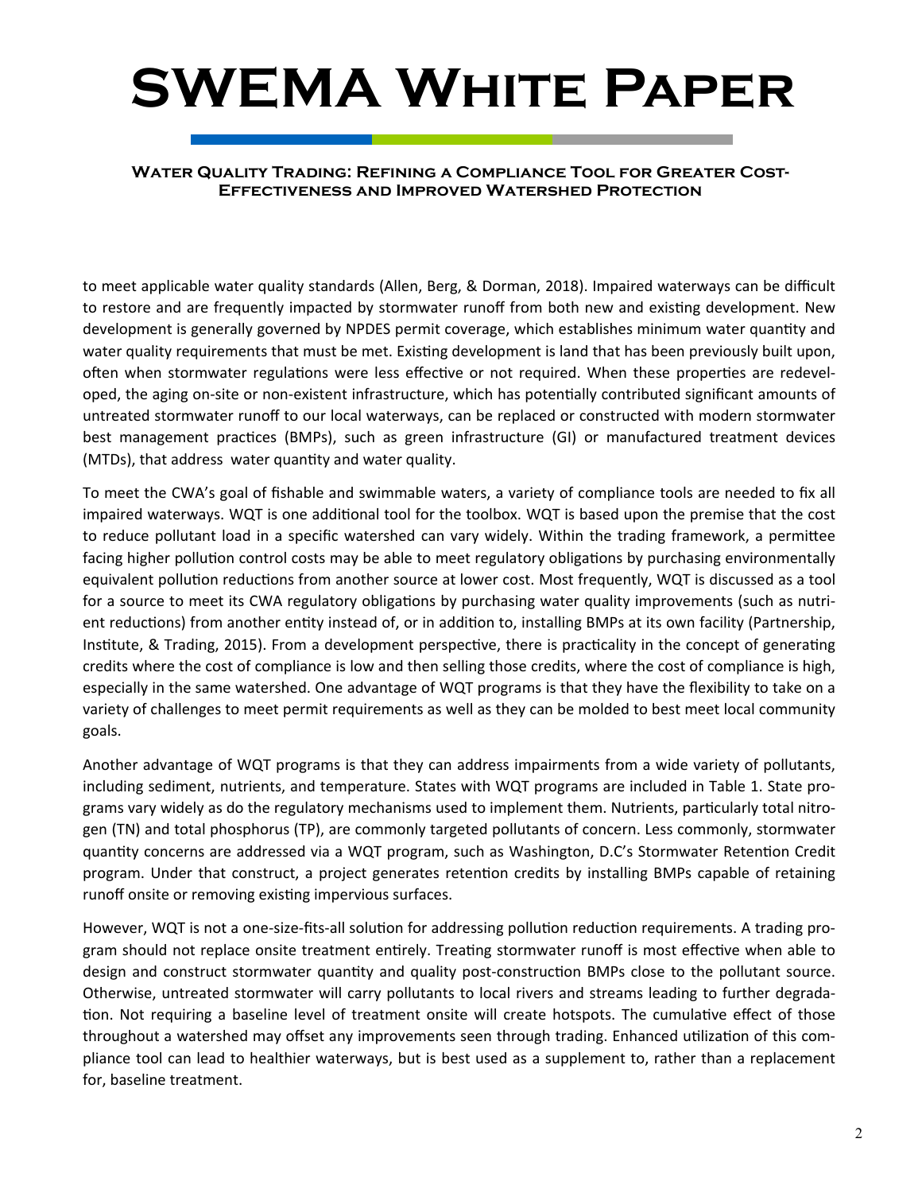to meet applicable water quality standards (Allen, Berg, & Dorman, 2018). Impaired waterways can be difficult to restore and are frequently impacted by stormwater runoff from both new and existing development. New development is generally governed by NPDES permit coverage, which establishes minimum water quantity and water quality requirements that must be met. Existing development is land that has been previously built upon, often when stormwater regulations were less effective or not required. When these properties are redeveloped, the aging on-site or non-existent infrastructure, which has potentially contributed significant amounts of untreated stormwater runoff to our local waterways, can be replaced or constructed with modern stormwater best management practices (BMPs), such as green infrastructure (GI) or manufactured treatment devices (MTDs), that address water quantity and water quality.

To meet the CWA's goal of fishable and swimmable waters, a variety of compliance tools are needed to fix all impaired waterways. WQT is one additional tool for the toolbox. WQT is based upon the premise that the cost to reduce pollutant load in a specific watershed can vary widely. Within the trading framework, a permittee facing higher pollution control costs may be able to meet regulatory obligations by purchasing environmentally equivalent pollution reductions from another source at lower cost. Most frequently, WQT is discussed as a tool for a source to meet its CWA regulatory obligations by purchasing water quality improvements (such as nutrient reductions) from another entity instead of, or in addition to, installing BMPs at its own facility (Partnership, Institute, & Trading, 2015). From a development perspective, there is practicality in the concept of generating credits where the cost of compliance is low and then selling those credits, where the cost of compliance is high, especially in the same watershed. One advantage of WQT programs is that they have the flexibility to take on a variety of challenges to meet permit requirements as well as they can be molded to best meet local community goals.

Another advantage of WQT programs is that they can address impairments from a wide variety of pollutants, including sediment, nutrients, and temperature. States with WQT programs are included in Table 1. State programs vary widely as do the regulatory mechanisms used to implement them. Nutrients, particularly total nitrogen (TN) and total phosphorus (TP), are commonly targeted pollutants of concern. Less commonly, stormwater quantity concerns are addressed via a WQT program, such as Washington, D.C's Stormwater Retention Credit program. Under that construct, a project generates retention credits by installing BMPs capable of retaining runoff onsite or removing existing impervious surfaces.

However, WQT is not a one-size-fits-all solution for addressing pollution reduction requirements. A trading program should not replace onsite treatment entirely. Treating stormwater runoff is most effective when able to design and construct stormwater quantity and quality post-construction BMPs close to the pollutant source. Otherwise, untreated stormwater will carry pollutants to local rivers and streams leading to further degradation. Not requiring a baseline level of treatment onsite will create hotspots. The cumulative effect of those throughout a watershed may offset any improvements seen through trading. Enhanced utilization of this compliance tool can lead to healthier waterways, but is best used as a supplement to, rather than a replacement for, baseline treatment.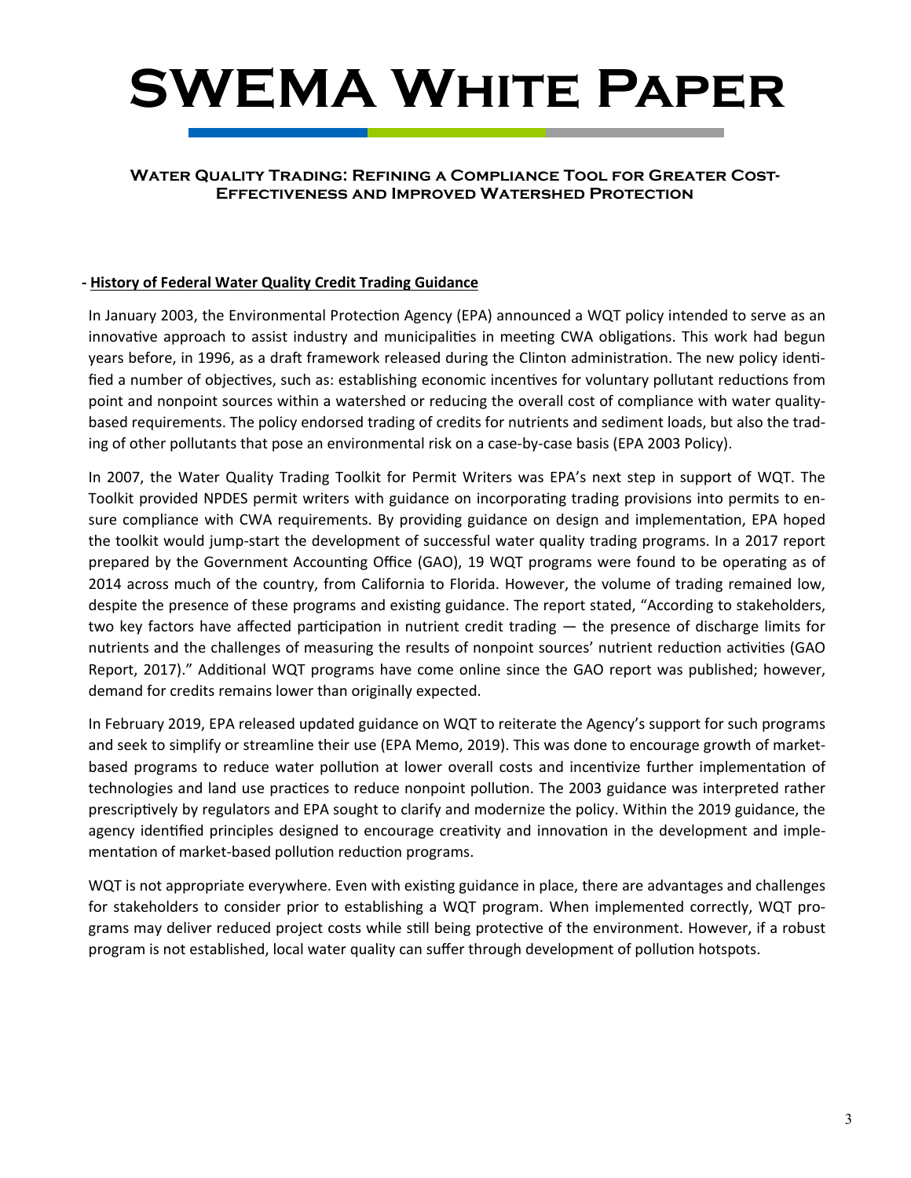# SWEMA White Paper

## Water Quality Trading: Refining a Compliance Tool for Greater Cost-Effectiveness and Improved Watershed Protection

**- History of Federal Water Quality Credit Trading Guidance**

In January 2003, the Environmental Protection Agency (EPA) announced a WQT policy intended to serve as an innovative approach to assist industry and municipalities in meeting CWA obligations. This work had begun years before, in 1996, as a draft framework released during the Clinton administration. The new policy identified a number of objectives, such as: establishing economic incentives for voluntary pollutant reductions from point and nonpoint sources within a watershed or reducing the overall cost of compliance with water quality-based requirements. The policy endorsed trading of credits for nutrients and sediment loads, but also the trading of other pollutants that pose an environmental risk on a case-by-case basis (EPA 2003 Policy).

In 2007, the Water Quality Trading Toolkit for Permit Writers was EPA's next step in support of WQT. The Toolkit provided NPDES permit writers with guidance on incorporating trading provisions into permits to ensure compliance with CWA requirements. By providing guidance on design and implementation, EPA hoped the toolkit would jump-start the development of successful water quality trading programs. In a 2017 report prepared by the Government Accounting Office (GAO), 19 WQT programs were found to be operating as of 2014 across much of the country, from California to Florida. However, the volume of trading remained low, despite the presence of these programs and existing guidance. The report stated, "According to stakeholders, two key factors have affected participation in nutrient credit trading — the presence of discharge limits for nutrients and the challenges of measuring the results of nonpoint sources' nutrient reduction activities (GAO Report, 2017)." Additional WQT programs have come online since the GAO report was published; however, demand for credits remains lower than originally expected.

In February 2019, EPA released updated guidance on WQT to reiterate the Agency's support for such programs and seek to simplify or streamline their use (EPA Memo, 2019). This was done to encourage growth of market-based programs to reduce water pollution at lower overall costs and incentivize further implementation of technologies and land use practices to reduce nonpoint pollution. The 2003 guidance was interpreted rather prescriptively by regulators and EPA sought to clarify and modernize the policy. Within the 2019 guidance, the agency identified principles designed to encourage creativity and innovation in the development and implementation of market-based pollution reduction programs.

WQT is not appropriate everywhere. Even with existing guidance in place, there are advantages and challenges for stakeholders to consider prior to establishing a WQT program. When implemented correctly, WQT programs may deliver reduced project costs while still being protective of the environment. However, if a robust program is not established, local water quality can suffer through development of pollution hotspots.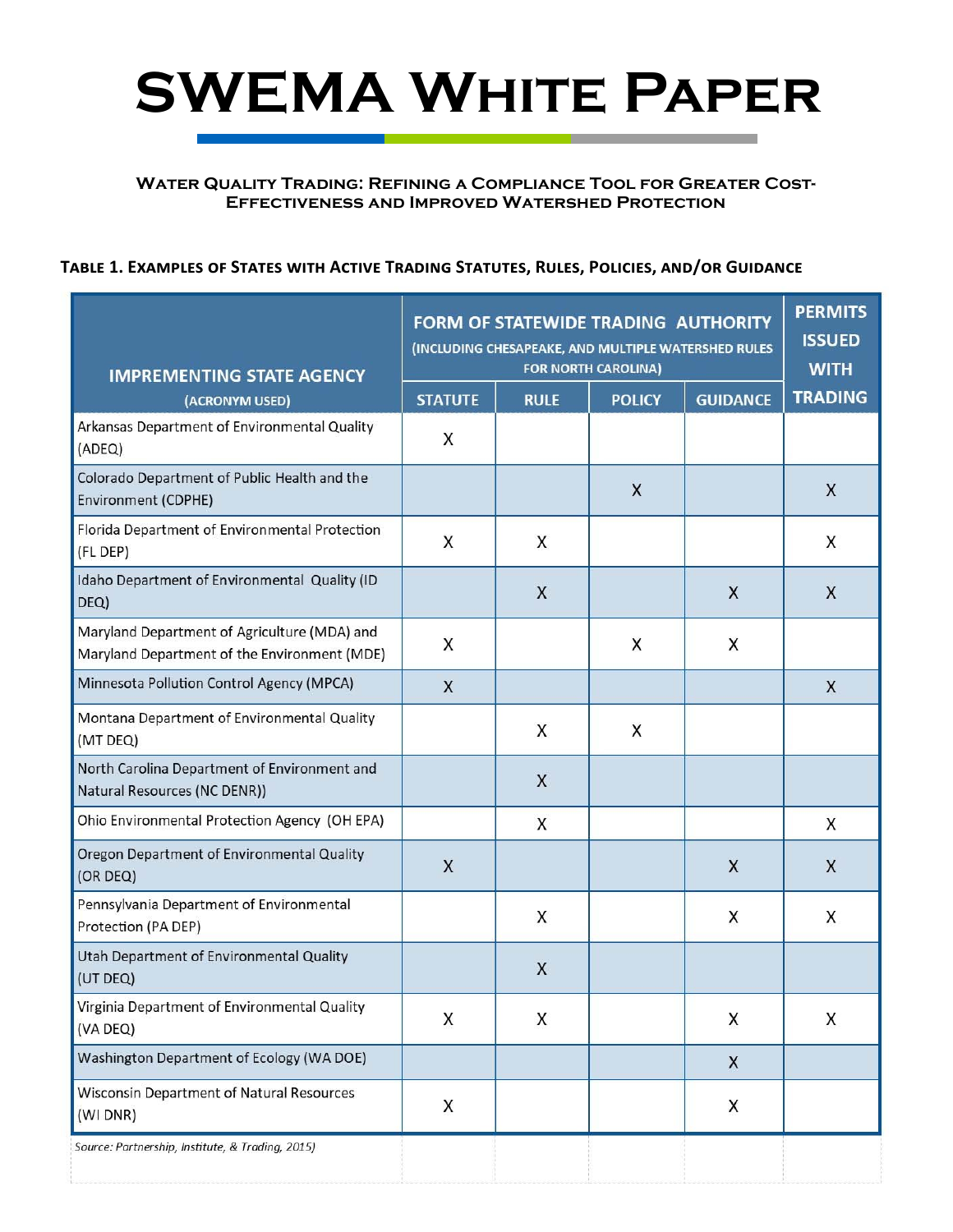# SWEMA White Paper

**Water Quality Trading: Refining a Compliance Tool for Greater Cost-Effectiveness and Improved Watershed Protection**

**Table 1. Examples of States with Active Trading Statutes, Rules, Policies, and/or Guidance**

| IMPREMENTING STATE AGENCY (ACRONYM USED) | FORM OF STATEWIDE TRADING AUTHORITY (INCLUDING CHESAPEAKE, AND MULTIPLE WATERSHED RULES FOR NORTH CAROLINA) | | | | PERMITS ISSUED WITH TRADING |
|---|---|---|---|---|---|
| | STATUTE | RULE | POLICY | GUIDANCE | |
| Arkansas Department of Environmental Quality (ADEQ) | X | | | | |
| Colorado Department of Public Health and the Environment (CDPHE) | | | X | | X |
| Florida Department of Environmental Protection (FL DEP) | X | X | | | X |
| Idaho Department of Environmental Quality (ID DEQ) | | X | | X | X |
| Maryland Department of Agriculture (MDA) and Maryland Department of the Environment (MDE) | X | | X | X | |
| Minnesota Pollution Control Agency (MPCA) | X | | | | X |
| Montana Department of Environmental Quality (MT DEQ) | | X | X | | |
| North Carolina Department of Environment and Natural Resources (NC DENR)) | | X | | | |
| Ohio Environmental Protection Agency (OH EPA) | | X | | | X |
| Oregon Department of Environmental Quality (OR DEQ) | X | | | X | X |
| Pennsylvania Department of Environmental Protection (PA DEP) | | X | | X | X |
| Utah Department of Environmental Quality (UT DEQ) | | X | | | |
| Virginia Department of Environmental Quality (VA DEQ) | X | X | | X | X |
| Washington Department of Ecology (WA DOE) | | | | X | |
| Wisconsin Department of Natural Resources (WI DNR) | X | | | X | |

*Source: Partnership, Institute, & Trading, 2015)*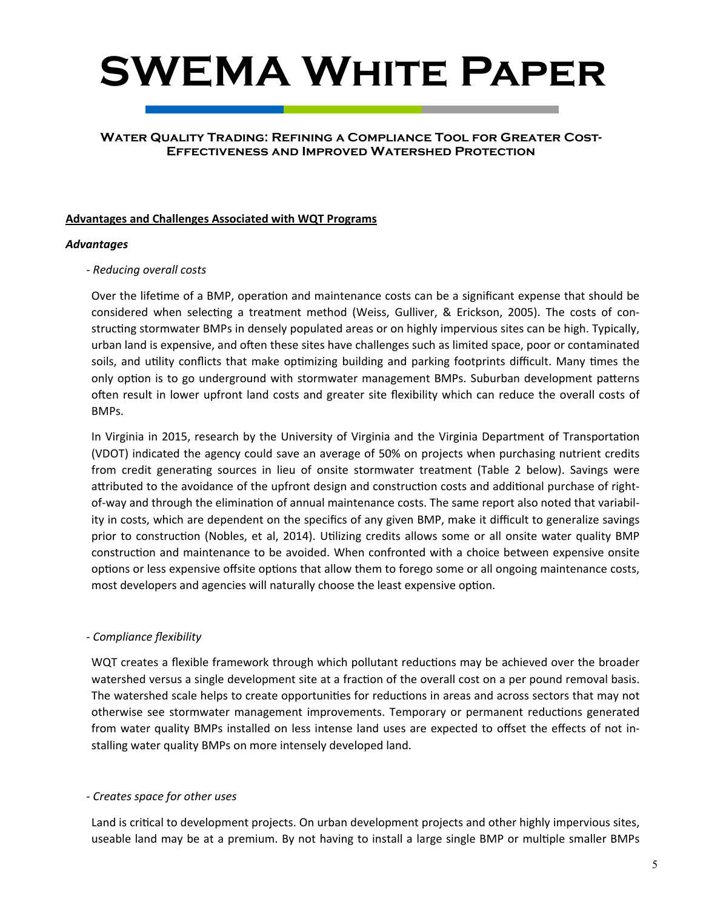# SWEMA White Paper

### Water Quality Trading: Refining a Compliance Tool for Greater Cost-Effectiveness and Improved Watershed Protection

**Advantages and Challenges Associated with WQT Programs**

***Advantages***

*- Reducing overall costs*

Over the lifetime of a BMP, operation and maintenance costs can be a significant expense that should be considered when selecting a treatment method (Weiss, Gulliver, & Erickson, 2005). The costs of constructing stormwater BMPs in densely populated areas or on highly impervious sites can be high. Typically, urban land is expensive, and often these sites have challenges such as limited space, poor or contaminated soils, and utility conflicts that make optimizing building and parking footprints difficult. Many times the only option is to go underground with stormwater management BMPs. Suburban development patterns often result in lower upfront land costs and greater site flexibility which can reduce the overall costs of BMPs.

In Virginia in 2015, research by the University of Virginia and the Virginia Department of Transportation (VDOT) indicated the agency could save an average of 50% on projects when purchasing nutrient credits from credit generating sources in lieu of onsite stormwater treatment (Table 2 below). Savings were attributed to the avoidance of the upfront design and construction costs and additional purchase of right-of-way and through the elimination of annual maintenance costs. The same report also noted that variability in costs, which are dependent on the specifics of any given BMP, make it difficult to generalize savings prior to construction (Nobles, et al, 2014). Utilizing credits allows some or all onsite water quality BMP construction and maintenance to be avoided. When confronted with a choice between expensive onsite options or less expensive offsite options that allow them to forego some or all ongoing maintenance costs, most developers and agencies will naturally choose the least expensive option.

*- Compliance flexibility*

WQT creates a flexible framework through which pollutant reductions may be achieved over the broader watershed versus a single development site at a fraction of the overall cost on a per pound removal basis. The watershed scale helps to create opportunities for reductions in areas and across sectors that may not otherwise see stormwater management improvements. Temporary or permanent reductions generated from water quality BMPs installed on less intense land uses are expected to offset the effects of not installing water quality BMPs on more intensely developed land.

*- Creates space for other uses*

Land is critical to development projects. On urban development projects and other highly impervious sites, useable land may be at a premium. By not having to install a large single BMP or multiple smaller BMPs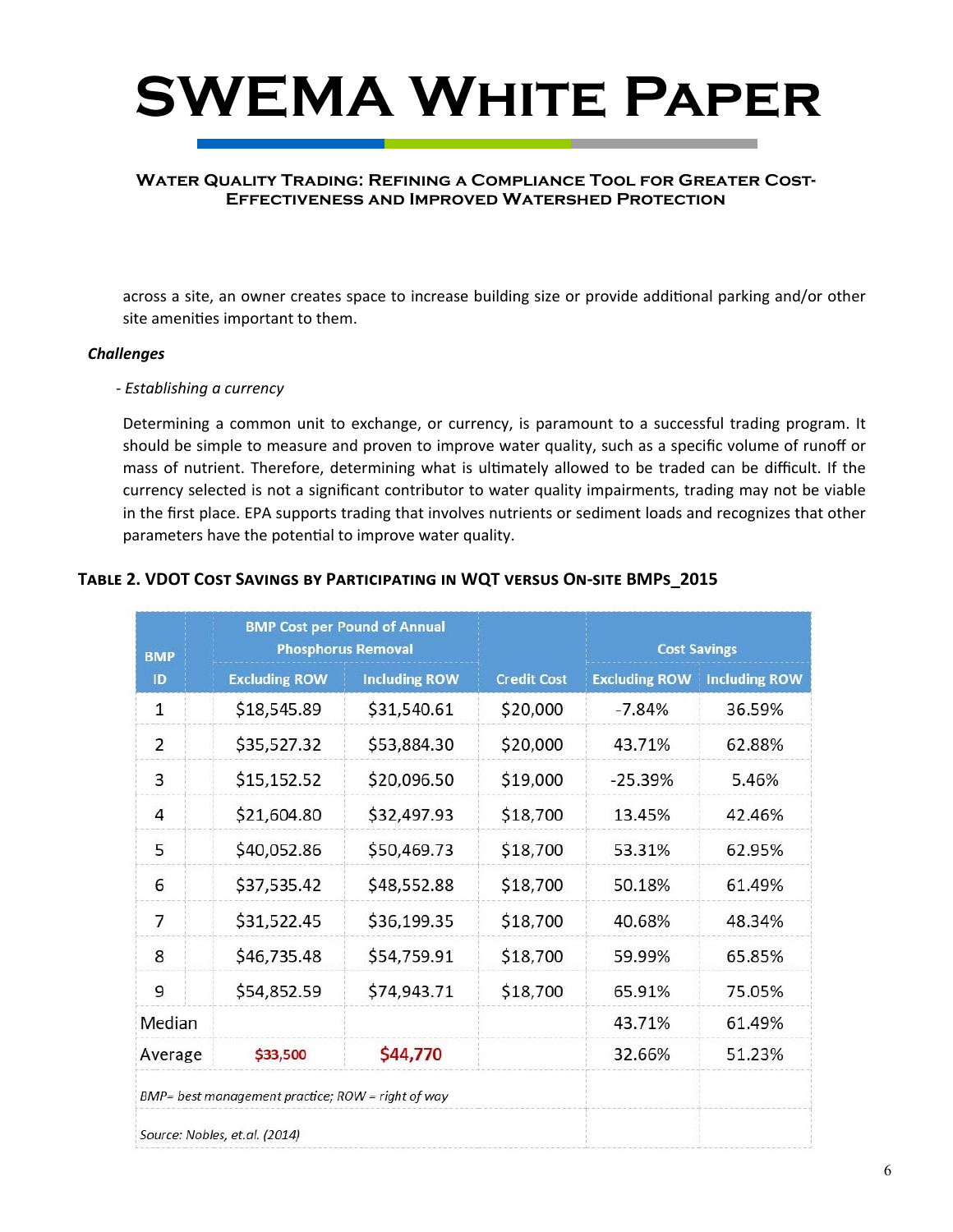across a site, an owner creates space to increase building size or provide additional parking and/or other site amenities important to them.

***Challenges***

*- Establishing a currency*

Determining a common unit to exchange, or currency, is paramount to a successful trading program. It should be simple to measure and proven to improve water quality, such as a specific volume of runoff or mass of nutrient. Therefore, determining what is ultimately allowed to be traded can be difficult. If the currency selected is not a significant contributor to water quality impairments, trading may not be viable in the first place. EPA supports trading that involves nutrients or sediment loads and recognizes that other parameters have the potential to improve water quality.

**Table 2. VDOT Cost Savings by Participating in WQT versus On-site BMPs_2015**

| BMP ID | BMP Cost per Pound of Annual Phosphorus Removal | | Credit Cost | Cost Savings | |
|---|---|---|---|---|---|
| | Excluding ROW | Including ROW | | Excluding ROW | Including ROW |
| 1 | $18,545.89 | $31,540.61 | $20,000 | -7.84% | 36.59% |
| 2 | $35,527.32 | $53,884.30 | $20,000 | 43.71% | 62.88% |
| 3 | $15,152.52 | $20,096.50 | $19,000 | -25.39% | 5.46% |
| 4 | $21,604.80 | $32,497.93 | $18,700 | 13.45% | 42.46% |
| 5 | $40,052.86 | $50,469.73 | $18,700 | 53.31% | 62.95% |
| 6 | $37,535.42 | $48,552.88 | $18,700 | 50.18% | 61.49% |
| 7 | $31,522.45 | $36,199.35 | $18,700 | 40.68% | 48.34% |
| 8 | $46,735.48 | $54,759.91 | $18,700 | 59.99% | 65.85% |
| 9 | $54,852.59 | $74,943.71 | $18,700 | 65.91% | 75.05% |
| Median | | | | 43.71% | 61.49% |
| Average | $33,500 | $44,770 | | 32.66% | 51.23% |

*BMP= best management practice; ROW = right of way*

*Source: Nobles, et.al. (2014)*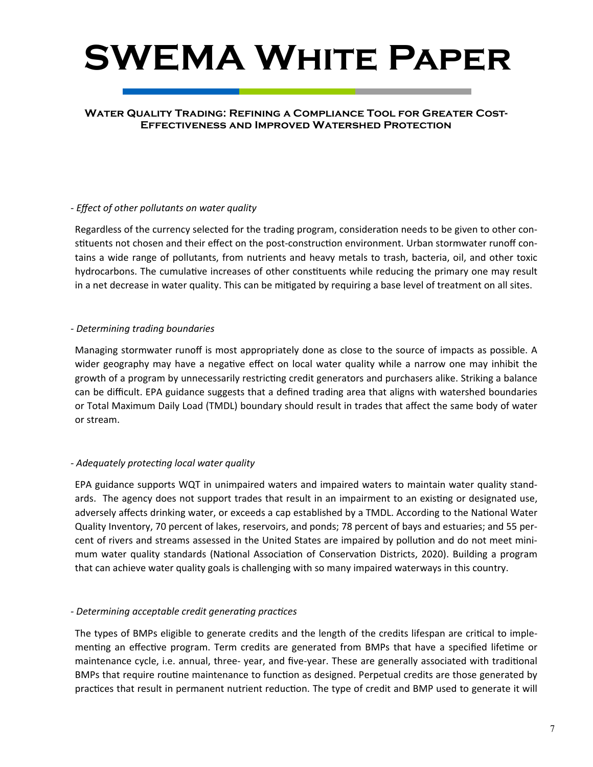# SWEMA White Paper

#### Water Quality Trading: Refining a Compliance Tool for Greater Cost-Effectiveness and Improved Watershed Protection

*- Effect of other pollutants on water quality*

Regardless of the currency selected for the trading program, consideration needs to be given to other constituents not chosen and their effect on the post-construction environment. Urban stormwater runoff contains a wide range of pollutants, from nutrients and heavy metals to trash, bacteria, oil, and other toxic hydrocarbons. The cumulative increases of other constituents while reducing the primary one may result in a net decrease in water quality. This can be mitigated by requiring a base level of treatment on all sites.

*- Determining trading boundaries*

Managing stormwater runoff is most appropriately done as close to the source of impacts as possible. A wider geography may have a negative effect on local water quality while a narrow one may inhibit the growth of a program by unnecessarily restricting credit generators and purchasers alike. Striking a balance can be difficult. EPA guidance suggests that a defined trading area that aligns with watershed boundaries or Total Maximum Daily Load (TMDL) boundary should result in trades that affect the same body of water or stream.

*- Adequately protecting local water quality*

EPA guidance supports WQT in unimpaired waters and impaired waters to maintain water quality standards. The agency does not support trades that result in an impairment to an existing or designated use, adversely affects drinking water, or exceeds a cap established by a TMDL. According to the National Water Quality Inventory, 70 percent of lakes, reservoirs, and ponds; 78 percent of bays and estuaries; and 55 percent of rivers and streams assessed in the United States are impaired by pollution and do not meet minimum water quality standards (National Association of Conservation Districts, 2020). Building a program that can achieve water quality goals is challenging with so many impaired waterways in this country.

*- Determining acceptable credit generating practices*

The types of BMPs eligible to generate credits and the length of the credits lifespan are critical to implementing an effective program. Term credits are generated from BMPs that have a specified lifetime or maintenance cycle, i.e. annual, three- year, and five-year. These are generally associated with traditional BMPs that require routine maintenance to function as designed. Perpetual credits are those generated by practices that result in permanent nutrient reduction. The type of credit and BMP used to generate it will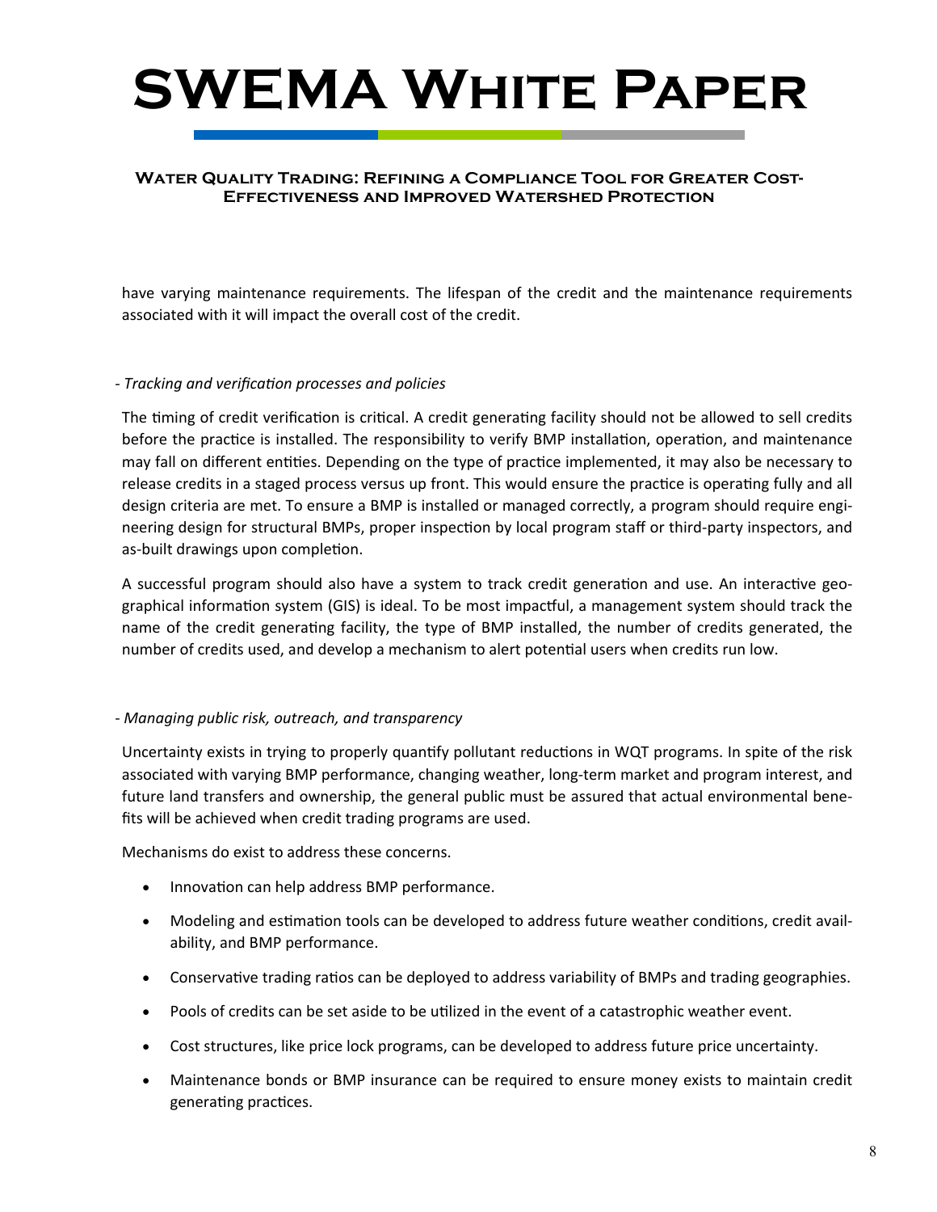have varying maintenance requirements. The lifespan of the credit and the maintenance requirements associated with it will impact the overall cost of the credit.

*- Tracking and verification processes and policies*

The timing of credit verification is critical. A credit generating facility should not be allowed to sell credits before the practice is installed. The responsibility to verify BMP installation, operation, and maintenance may fall on different entities. Depending on the type of practice implemented, it may also be necessary to release credits in a staged process versus up front. This would ensure the practice is operating fully and all design criteria are met. To ensure a BMP is installed or managed correctly, a program should require engineering design for structural BMPs, proper inspection by local program staff or third-party inspectors, and as-built drawings upon completion.

A successful program should also have a system to track credit generation and use. An interactive geographical information system (GIS) is ideal. To be most impactful, a management system should track the name of the credit generating facility, the type of BMP installed, the number of credits generated, the number of credits used, and develop a mechanism to alert potential users when credits run low.

*- Managing public risk, outreach, and transparency*

Uncertainty exists in trying to properly quantify pollutant reductions in WQT programs. In spite of the risk associated with varying BMP performance, changing weather, long-term market and program interest, and future land transfers and ownership, the general public must be assured that actual environmental benefits will be achieved when credit trading programs are used.

Mechanisms do exist to address these concerns.

- Innovation can help address BMP performance.
- Modeling and estimation tools can be developed to address future weather conditions, credit availability, and BMP performance.
- Conservative trading ratios can be deployed to address variability of BMPs and trading geographies.
- Pools of credits can be set aside to be utilized in the event of a catastrophic weather event.
- Cost structures, like price lock programs, can be developed to address future price uncertainty.
- Maintenance bonds or BMP insurance can be required to ensure money exists to maintain credit generating practices.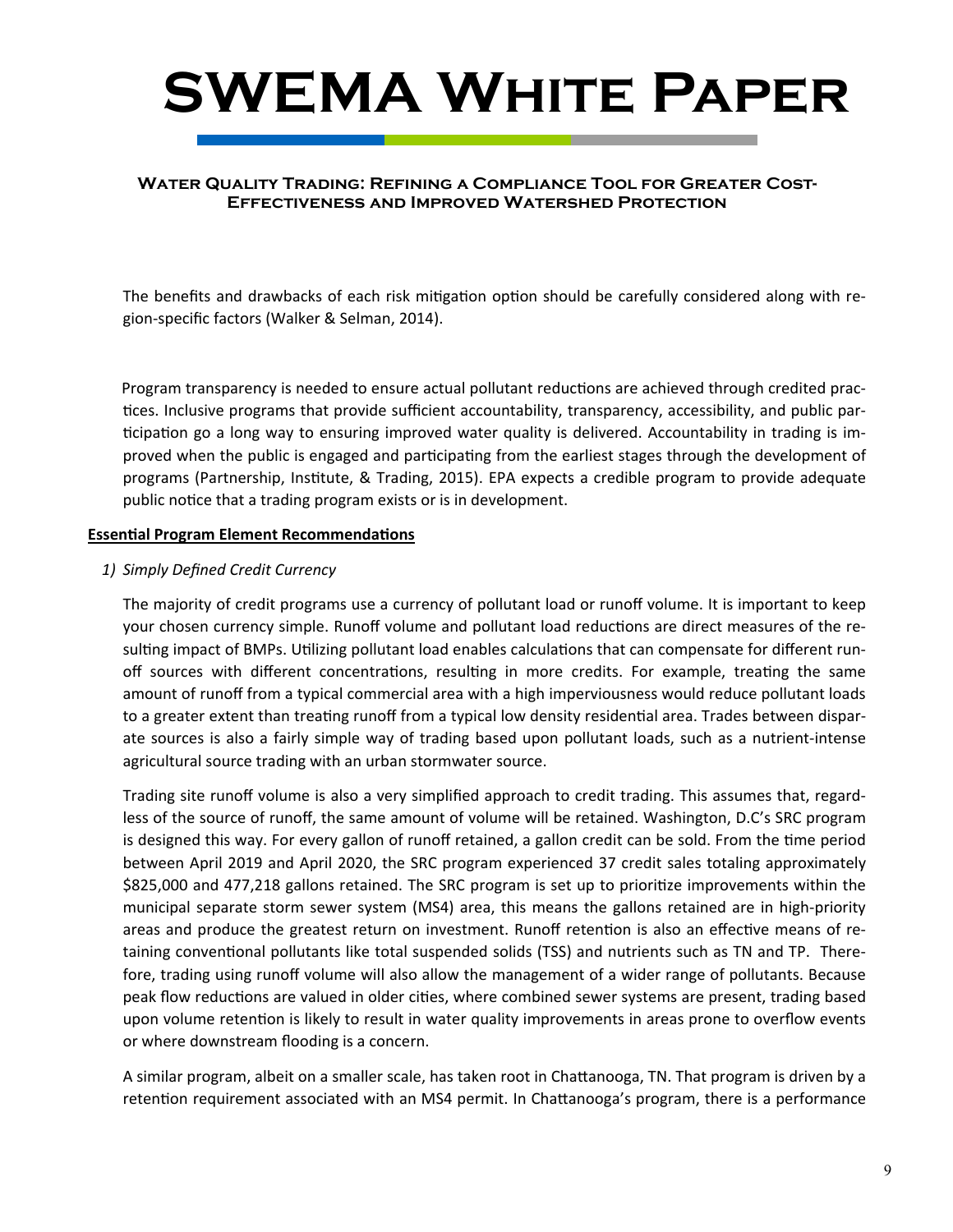The benefits and drawbacks of each risk mitigation option should be carefully considered along with region-specific factors (Walker & Selman, 2014).

Program transparency is needed to ensure actual pollutant reductions are achieved through credited practices. Inclusive programs that provide sufficient accountability, transparency, accessibility, and public participation go a long way to ensuring improved water quality is delivered. Accountability in trading is improved when the public is engaged and participating from the earliest stages through the development of programs (Partnership, Institute, & Trading, 2015). EPA expects a credible program to provide adequate public notice that a trading program exists or is in development.

**Essential Program Element Recommendations**

1) *Simply Defined Credit Currency*

The majority of credit programs use a currency of pollutant load or runoff volume. It is important to keep your chosen currency simple. Runoff volume and pollutant load reductions are direct measures of the resulting impact of BMPs. Utilizing pollutant load enables calculations that can compensate for different runoff sources with different concentrations, resulting in more credits. For example, treating the same amount of runoff from a typical commercial area with a high imperviousness would reduce pollutant loads to a greater extent than treating runoff from a typical low density residential area. Trades between disparate sources is also a fairly simple way of trading based upon pollutant loads, such as a nutrient-intense agricultural source trading with an urban stormwater source.

Trading site runoff volume is also a very simplified approach to credit trading. This assumes that, regardless of the source of runoff, the same amount of volume will be retained. Washington, D.C's SRC program is designed this way. For every gallon of runoff retained, a gallon credit can be sold. From the time period between April 2019 and April 2020, the SRC program experienced 37 credit sales totaling approximately $825,000 and 477,218 gallons retained. The SRC program is set up to prioritize improvements within the municipal separate storm sewer system (MS4) area, this means the gallons retained are in high-priority areas and produce the greatest return on investment. Runoff retention is also an effective means of retaining conventional pollutants like total suspended solids (TSS) and nutrients such as TN and TP. Therefore, trading using runoff volume will also allow the management of a wider range of pollutants. Because peak flow reductions are valued in older cities, where combined sewer systems are present, trading based upon volume retention is likely to result in water quality improvements in areas prone to overflow events or where downstream flooding is a concern.

A similar program, albeit on a smaller scale, has taken root in Chattanooga, TN. That program is driven by a retention requirement associated with an MS4 permit. In Chattanooga's program, there is a performance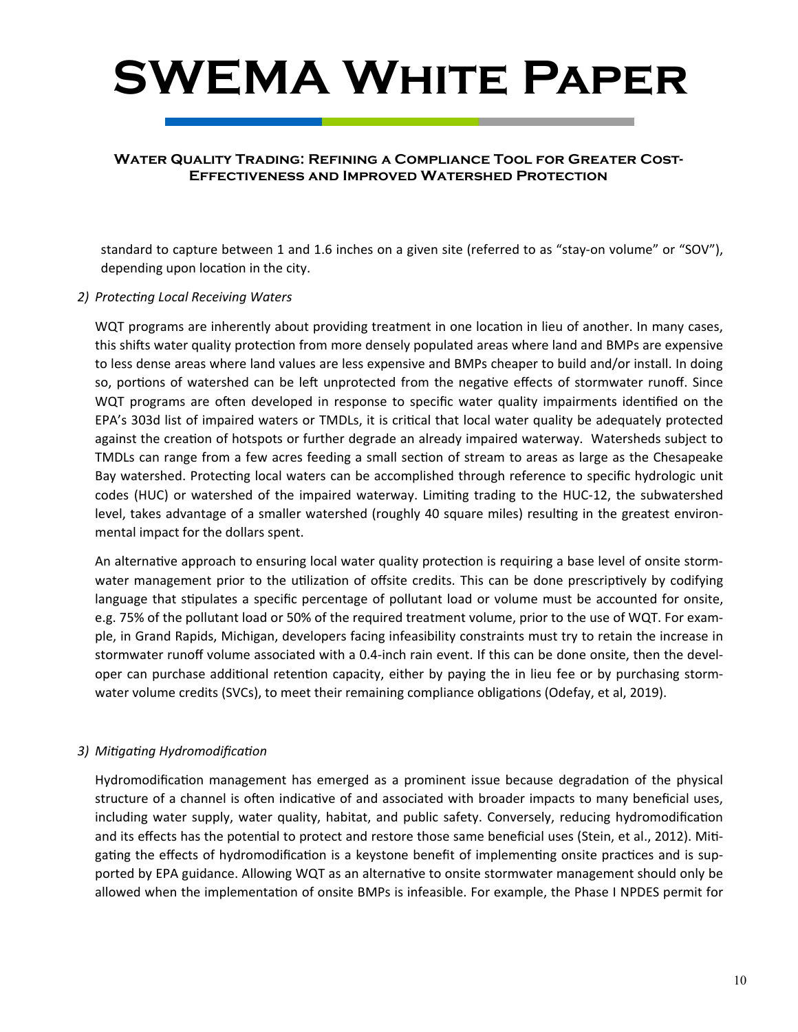standard to capture between 1 and 1.6 inches on a given site (referred to as "stay-on volume" or "SOV"), depending upon location in the city.

*2) Protecting Local Receiving Waters*

WQT programs are inherently about providing treatment in one location in lieu of another. In many cases, this shifts water quality protection from more densely populated areas where land and BMPs are expensive to less dense areas where land values are less expensive and BMPs cheaper to build and/or install. In doing so, portions of watershed can be left unprotected from the negative effects of stormwater runoff. Since WQT programs are often developed in response to specific water quality impairments identified on the EPA's 303d list of impaired waters or TMDLs, it is critical that local water quality be adequately protected against the creation of hotspots or further degrade an already impaired waterway. Watersheds subject to TMDLs can range from a few acres feeding a small section of stream to areas as large as the Chesapeake Bay watershed. Protecting local waters can be accomplished through reference to specific hydrologic unit codes (HUC) or watershed of the impaired waterway. Limiting trading to the HUC-12, the subwatershed level, takes advantage of a smaller watershed (roughly 40 square miles) resulting in the greatest environmental impact for the dollars spent.

An alternative approach to ensuring local water quality protection is requiring a base level of onsite stormwater management prior to the utilization of offsite credits. This can be done prescriptively by codifying language that stipulates a specific percentage of pollutant load or volume must be accounted for onsite, e.g. 75% of the pollutant load or 50% of the required treatment volume, prior to the use of WQT. For example, in Grand Rapids, Michigan, developers facing infeasibility constraints must try to retain the increase in stormwater runoff volume associated with a 0.4-inch rain event. If this can be done onsite, then the developer can purchase additional retention capacity, either by paying the in lieu fee or by purchasing stormwater volume credits (SVCs), to meet their remaining compliance obligations (Odefay, et al, 2019).

*3) Mitigating Hydromodification*

Hydromodification management has emerged as a prominent issue because degradation of the physical structure of a channel is often indicative of and associated with broader impacts to many beneficial uses, including water supply, water quality, habitat, and public safety. Conversely, reducing hydromodification and its effects has the potential to protect and restore those same beneficial uses (Stein, et al., 2012). Mitigating the effects of hydromodification is a keystone benefit of implementing onsite practices and is supported by EPA guidance. Allowing WQT as an alternative to onsite stormwater management should only be allowed when the implementation of onsite BMPs is infeasible. For example, the Phase I NPDES permit for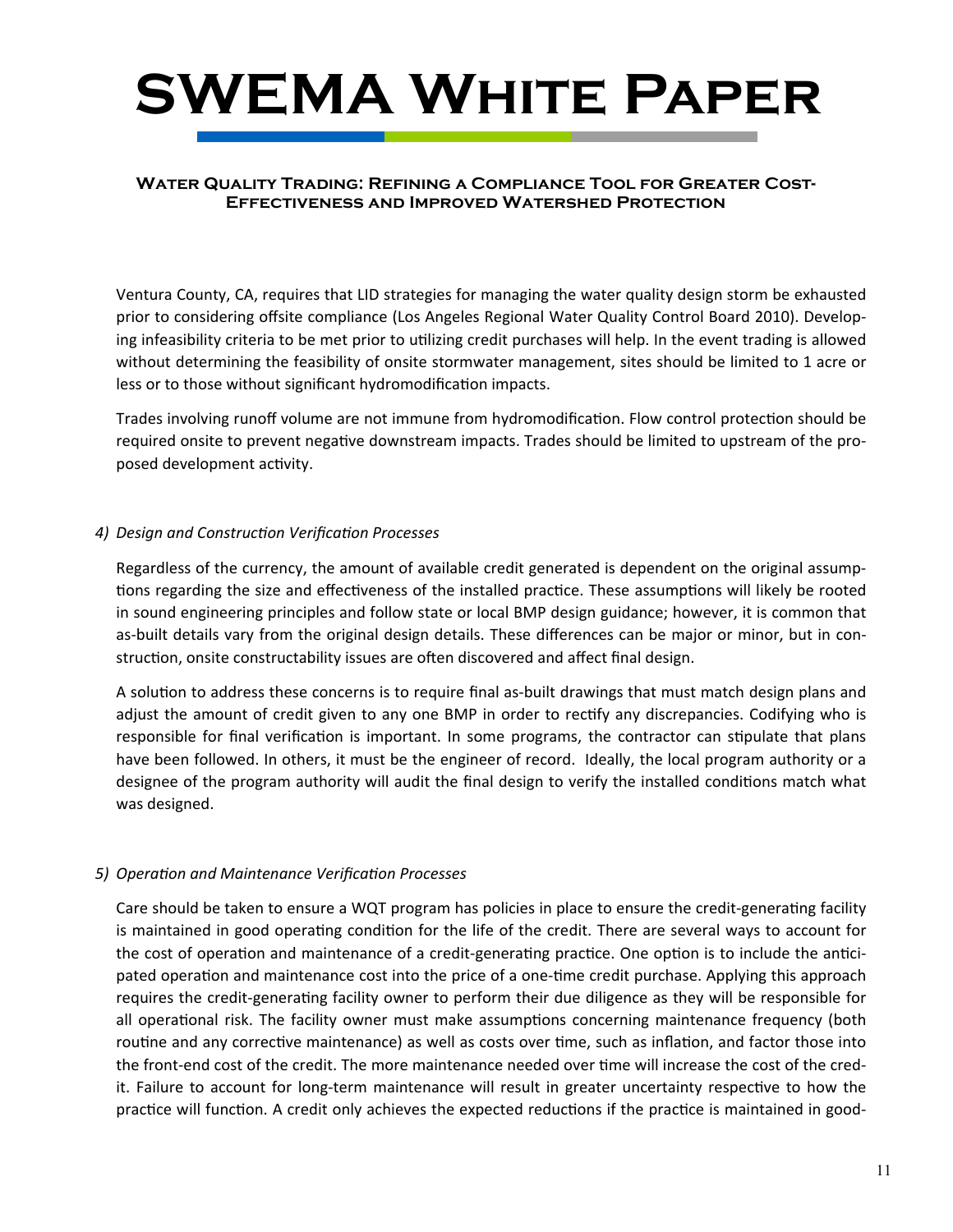Ventura County, CA, requires that LID strategies for managing the water quality design storm be exhausted prior to considering offsite compliance (Los Angeles Regional Water Quality Control Board 2010). Developing infeasibility criteria to be met prior to utilizing credit purchases will help. In the event trading is allowed without determining the feasibility of onsite stormwater management, sites should be limited to 1 acre or less or to those without significant hydromodification impacts.

Trades involving runoff volume are not immune from hydromodification. Flow control protection should be required onsite to prevent negative downstream impacts. Trades should be limited to upstream of the proposed development activity.

*4) Design and Construction Verification Processes*

Regardless of the currency, the amount of available credit generated is dependent on the original assumptions regarding the size and effectiveness of the installed practice. These assumptions will likely be rooted in sound engineering principles and follow state or local BMP design guidance; however, it is common that as-built details vary from the original design details. These differences can be major or minor, but in construction, onsite constructability issues are often discovered and affect final design.

A solution to address these concerns is to require final as-built drawings that must match design plans and adjust the amount of credit given to any one BMP in order to rectify any discrepancies. Codifying who is responsible for final verification is important. In some programs, the contractor can stipulate that plans have been followed. In others, it must be the engineer of record. Ideally, the local program authority or a designee of the program authority will audit the final design to verify the installed conditions match what was designed.

*5) Operation and Maintenance Verification Processes*

Care should be taken to ensure a WQT program has policies in place to ensure the credit-generating facility is maintained in good operating condition for the life of the credit. There are several ways to account for the cost of operation and maintenance of a credit-generating practice. One option is to include the anticipated operation and maintenance cost into the price of a one-time credit purchase. Applying this approach requires the credit-generating facility owner to perform their due diligence as they will be responsible for all operational risk. The facility owner must make assumptions concerning maintenance frequency (both routine and any corrective maintenance) as well as costs over time, such as inflation, and factor those into the front-end cost of the credit. The more maintenance needed over time will increase the cost of the credit. Failure to account for long-term maintenance will result in greater uncertainty respective to how the practice will function. A credit only achieves the expected reductions if the practice is maintained in good-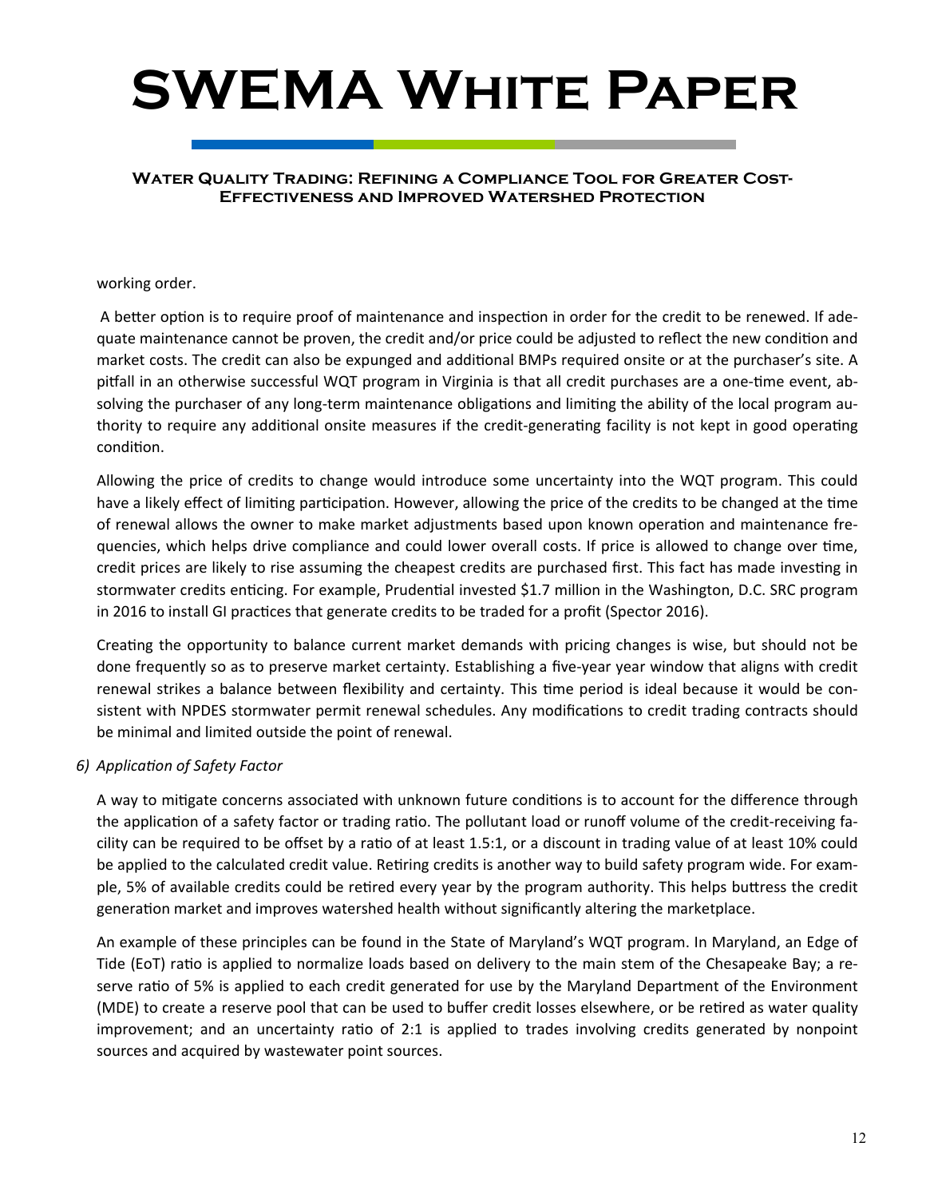working order.

A better option is to require proof of maintenance and inspection in order for the credit to be renewed. If adequate maintenance cannot be proven, the credit and/or price could be adjusted to reflect the new condition and market costs. The credit can also be expunged and additional BMPs required onsite or at the purchaser's site. A pitfall in an otherwise successful WQT program in Virginia is that all credit purchases are a one-time event, absolving the purchaser of any long-term maintenance obligations and limiting the ability of the local program authority to require any additional onsite measures if the credit-generating facility is not kept in good operating condition.

Allowing the price of credits to change would introduce some uncertainty into the WQT program. This could have a likely effect of limiting participation. However, allowing the price of the credits to be changed at the time of renewal allows the owner to make market adjustments based upon known operation and maintenance frequencies, which helps drive compliance and could lower overall costs. If price is allowed to change over time, credit prices are likely to rise assuming the cheapest credits are purchased first. This fact has made investing in stormwater credits enticing. For example, Prudential invested $1.7 million in the Washington, D.C. SRC program in 2016 to install GI practices that generate credits to be traded for a profit (Spector 2016).

Creating the opportunity to balance current market demands with pricing changes is wise, but should not be done frequently so as to preserve market certainty. Establishing a five-year year window that aligns with credit renewal strikes a balance between flexibility and certainty. This time period is ideal because it would be consistent with NPDES stormwater permit renewal schedules. Any modifications to credit trading contracts should be minimal and limited outside the point of renewal.

*6) Application of Safety Factor*

A way to mitigate concerns associated with unknown future conditions is to account for the difference through the application of a safety factor or trading ratio. The pollutant load or runoff volume of the credit-receiving facility can be required to be offset by a ratio of at least 1.5:1, or a discount in trading value of at least 10% could be applied to the calculated credit value. Retiring credits is another way to build safety program wide. For example, 5% of available credits could be retired every year by the program authority. This helps buttress the credit generation market and improves watershed health without significantly altering the marketplace.

An example of these principles can be found in the State of Maryland's WQT program. In Maryland, an Edge of Tide (EoT) ratio is applied to normalize loads based on delivery to the main stem of the Chesapeake Bay; a reserve ratio of 5% is applied to each credit generated for use by the Maryland Department of the Environment (MDE) to create a reserve pool that can be used to buffer credit losses elsewhere, or be retired as water quality improvement; and an uncertainty ratio of 2:1 is applied to trades involving credits generated by nonpoint sources and acquired by wastewater point sources.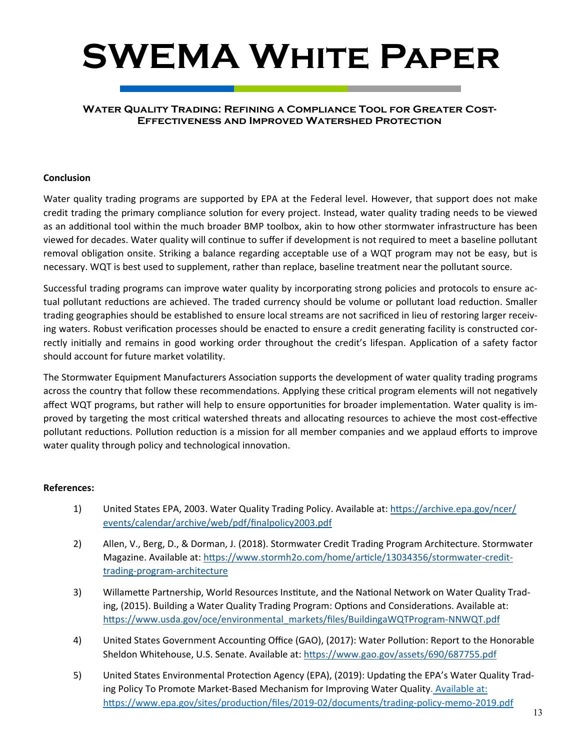# SWEMA White Paper

### Water Quality Trading: Refining a Compliance Tool for Greater Cost-Effectiveness and Improved Watershed Protection

**Conclusion**

Water quality trading programs are supported by EPA at the Federal level. However, that support does not make credit trading the primary compliance solution for every project. Instead, water quality trading needs to be viewed as an additional tool within the much broader BMP toolbox, akin to how other stormwater infrastructure has been viewed for decades. Water quality will continue to suffer if development is not required to meet a baseline pollutant removal obligation onsite. Striking a balance regarding acceptable use of a WQT program may not be easy, but is necessary. WQT is best used to supplement, rather than replace, baseline treatment near the pollutant source.

Successful trading programs can improve water quality by incorporating strong policies and protocols to ensure actual pollutant reductions are achieved. The traded currency should be volume or pollutant load reduction. Smaller trading geographies should be established to ensure local streams are not sacrificed in lieu of restoring larger receiving waters. Robust verification processes should be enacted to ensure a credit generating facility is constructed correctly initially and remains in good working order throughout the credit's lifespan. Application of a safety factor should account for future market volatility.

The Stormwater Equipment Manufacturers Association supports the development of water quality trading programs across the country that follow these recommendations. Applying these critical program elements will not negatively affect WQT programs, but rather will help to ensure opportunities for broader implementation. Water quality is improved by targeting the most critical watershed threats and allocating resources to achieve the most cost-effective pollutant reductions. Pollution reduction is a mission for all member companies and we applaud efforts to improve water quality through policy and technological innovation.

**References:**

1) United States EPA, 2003. Water Quality Trading Policy. Available at: https://archive.epa.gov/ncer/events/calendar/archive/web/pdf/finalpolicy2003.pdf

2) Allen, V., Berg, D., & Dorman, J. (2018). Stormwater Credit Trading Program Architecture. Stormwater Magazine. Available at: https://www.stormh2o.com/home/article/13034356/stormwater-credit-trading-program-architecture

3) Willamette Partnership, World Resources Institute, and the National Network on Water Quality Trading, (2015). Building a Water Quality Trading Program: Options and Considerations. Available at: https://www.usda.gov/oce/environmental_markets/files/BuildingaWQTProgram-NNWQT.pdf

4) United States Government Accounting Office (GAO), (2017): Water Pollution: Report to the Honorable Sheldon Whitehouse, U.S. Senate. Available at: https://www.gao.gov/assets/690/687755.pdf

5) United States Environmental Protection Agency (EPA), (2019): Updating the EPA's Water Quality Trading Policy To Promote Market-Based Mechanism for Improving Water Quality. Available at: https://www.epa.gov/sites/production/files/2019-02/documents/trading-policy-memo-2019.pdf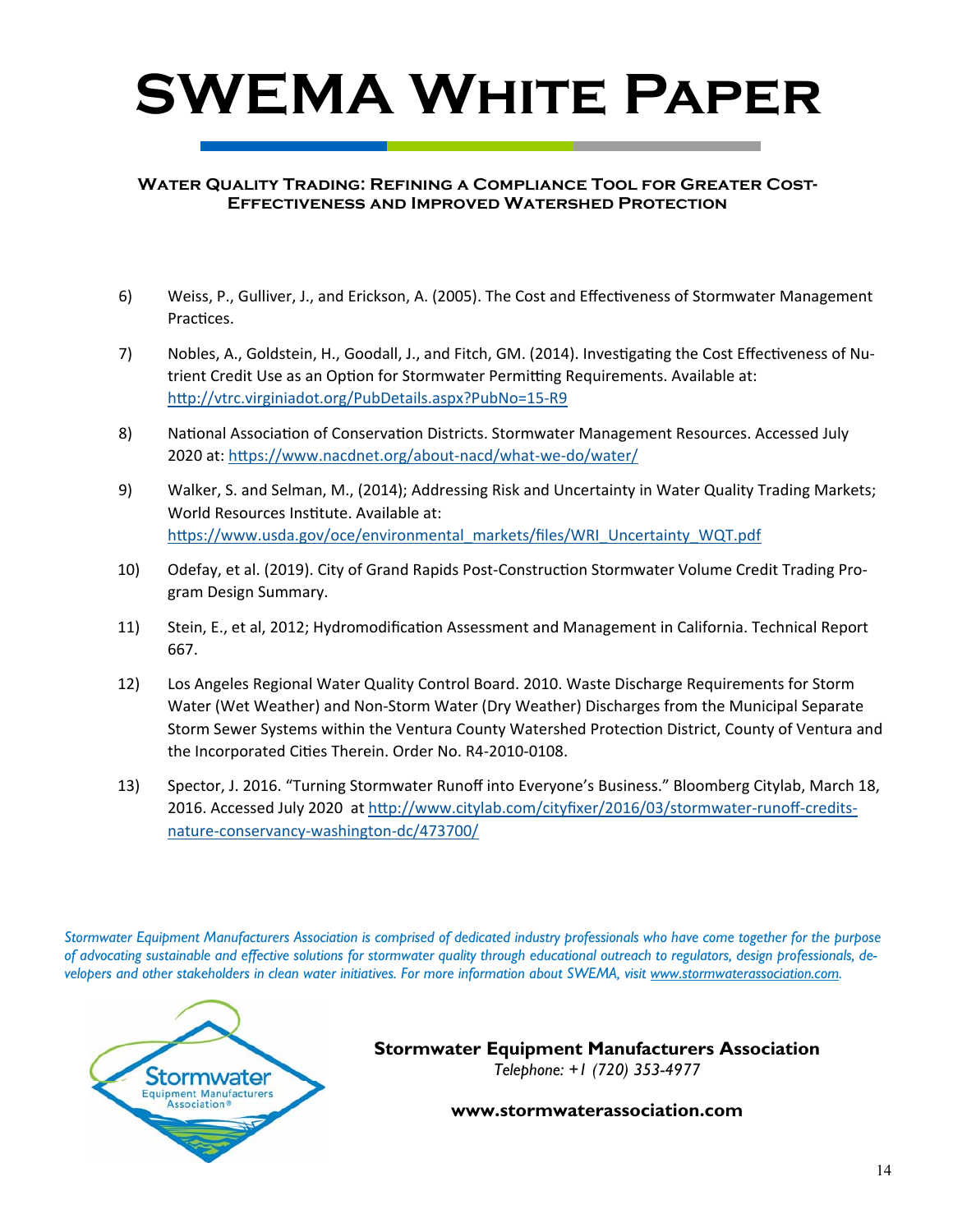6) Weiss, P., Gulliver, J., and Erickson, A. (2005). The Cost and Effectiveness of Stormwater Management Practices.

7) Nobles, A., Goldstein, H., Goodall, J., and Fitch, GM. (2014). Investigating the Cost Effectiveness of Nutrient Credit Use as an Option for Stormwater Permitting Requirements. Available at: http://vtrc.virginiadot.org/PubDetails.aspx?PubNo=15-R9

8) National Association of Conservation Districts. Stormwater Management Resources. Accessed July 2020 at: https://www.nacdnet.org/about-nacd/what-we-do/water/

9) Walker, S. and Selman, M., (2014); Addressing Risk and Uncertainty in Water Quality Trading Markets; World Resources Institute. Available at: https://www.usda.gov/oce/environmental_markets/files/WRI_Uncertainty_WQT.pdf

10) Odefay, et al. (2019). City of Grand Rapids Post-Construction Stormwater Volume Credit Trading Program Design Summary.

11) Stein, E., et al, 2012; Hydromodification Assessment and Management in California. Technical Report 667.

12) Los Angeles Regional Water Quality Control Board. 2010. Waste Discharge Requirements for Storm Water (Wet Weather) and Non-Storm Water (Dry Weather) Discharges from the Municipal Separate Storm Sewer Systems within the Ventura County Watershed Protection District, County of Ventura and the Incorporated Cities Therein. Order No. R4-2010-0108.

13) Spector, J. 2016. "Turning Stormwater Runoff into Everyone's Business." Bloomberg Citylab, March 18, 2016. Accessed July 2020 at http://www.citylab.com/cityfixer/2016/03/stormwater-runoff-credits-nature-conservancy-washington-dc/473700/

*Stormwater Equipment Manufacturers Association is comprised of dedicated industry professionals who have come together for the purpose of advocating sustainable and effective solutions for stormwater quality through educational outreach to regulators, design professionals, developers and other stakeholders in clean water initiatives. For more information about SWEMA, visit www.stormwaterassociation.com.*

**Stormwater Equipment Manufacturers Association**
*Telephone: +1 (720) 353-4977*

**www.stormwaterassociation.com**